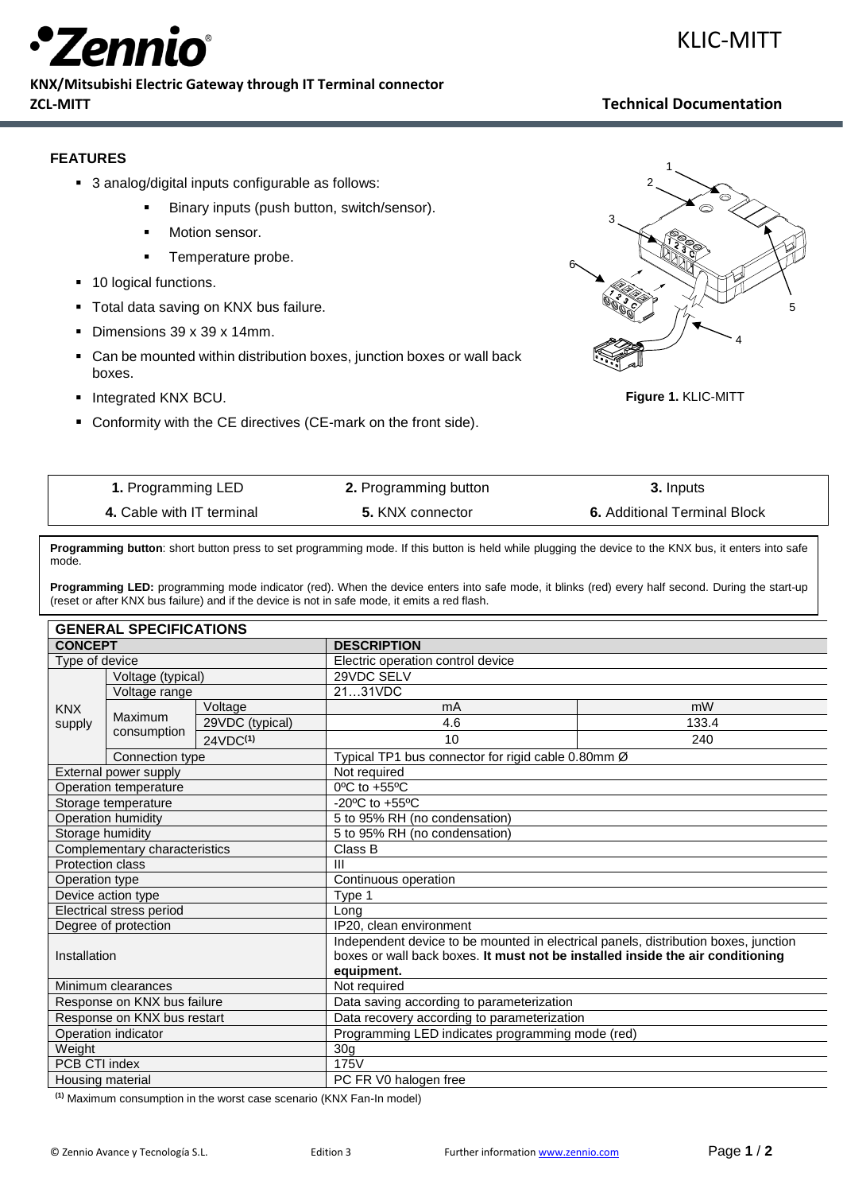# KLIC-MITT

**KNX/Mitsubishi Electric Gateway through IT Terminal connector**

**ZCL-MITT**

**Technical Documentation**

### FEATURES

- 3 analog/digital inputs configurable as follows:
  - Binary inputs (push button, switch/sensor).
  - Motion sensor.
  - Temperature probe.
- 10 logical functions.
- Total data saving on KNX bus failure.
- Dimensions 39 x 39 x 14mm.
- Can be mounted within distribution boxes, junction boxes or wall back boxes.
- Integrated KNX BCU.
- Conformity with the CE directives (CE-mark on the front side).

**Figure 1.** KLIC-MITT

| | | |
|---|---|---|
| **1.** Programming LED | **2.** Programming button | **3.** Inputs |
| **4.** Cable with IT terminal | **5.** KNX connector | **6.** Additional Terminal Block |

**Programming button**: short button press to set programming mode. If this button is held while plugging the device to the KNX bus, it enters into safe mode.

**Programming LED:** programming mode indicator (red). When the device enters into safe mode, it blinks (red) every half second. During the start-up (reset or after KNX bus failure) and if the device is not in safe mode, it emits a red flash.

| **GENERAL SPECIFICATIONS** | | | | |
|---|---|---|---|---|
| **CONCEPT** | | | **DESCRIPTION** | |
| Type of device | | | Electric operation control device | |
| KNX supply | Voltage (typical) | | 29VDC SELV | |
| | Voltage range | | 21…31VDC | |
| | Maximum consumption | Voltage | mA | mW |
| | | 29VDC (typical) | 4.6 | 133.4 |
| | | 24VDC[(1)] | 10 | 240 |
| | Connection type | | Typical TP1 bus connector for rigid cable 0.80mm Ø | |
| External power supply | | | Not required | |
| Operation temperature | | | 0ºC to +55ºC | |
| Storage temperature | | | -20ºC to +55ºC | |
| Operation humidity | | | 5 to 95% RH (no condensation) | |
| Storage humidity | | | 5 to 95% RH (no condensation) | |
| Complementary characteristics | | | Class B | |
| Protection class | | | III | |
| Operation type | | | Continuous operation | |
| Device action type | | | Type 1 | |
| Electrical stress period | | | Long | |
| Degree of protection | | | IP20, clean environment | |
| Installation | | | Independent device to be mounted in electrical panels, distribution boxes, junction boxes or wall back boxes. **It must not be installed inside the air conditioning equipment.** | |
| Minimum clearances | | | Not required | |
| Response on KNX bus failure | | | Data saving according to parameterization | |
| Response on KNX bus restart | | | Data recovery according to parameterization | |
| Operation indicator | | | Programming LED indicates programming mode (red) | |
| Weight | | | 30g | |
| PCB CTI index | | | 175V | |
| Housing material | | | PC FR V0 halogen free | |

[(1)] Maximum consumption in the worst case scenario (KNX Fan-In model)

© Zennio Avance y Tecnología S.L. Edition 3 Further information www.zennio.com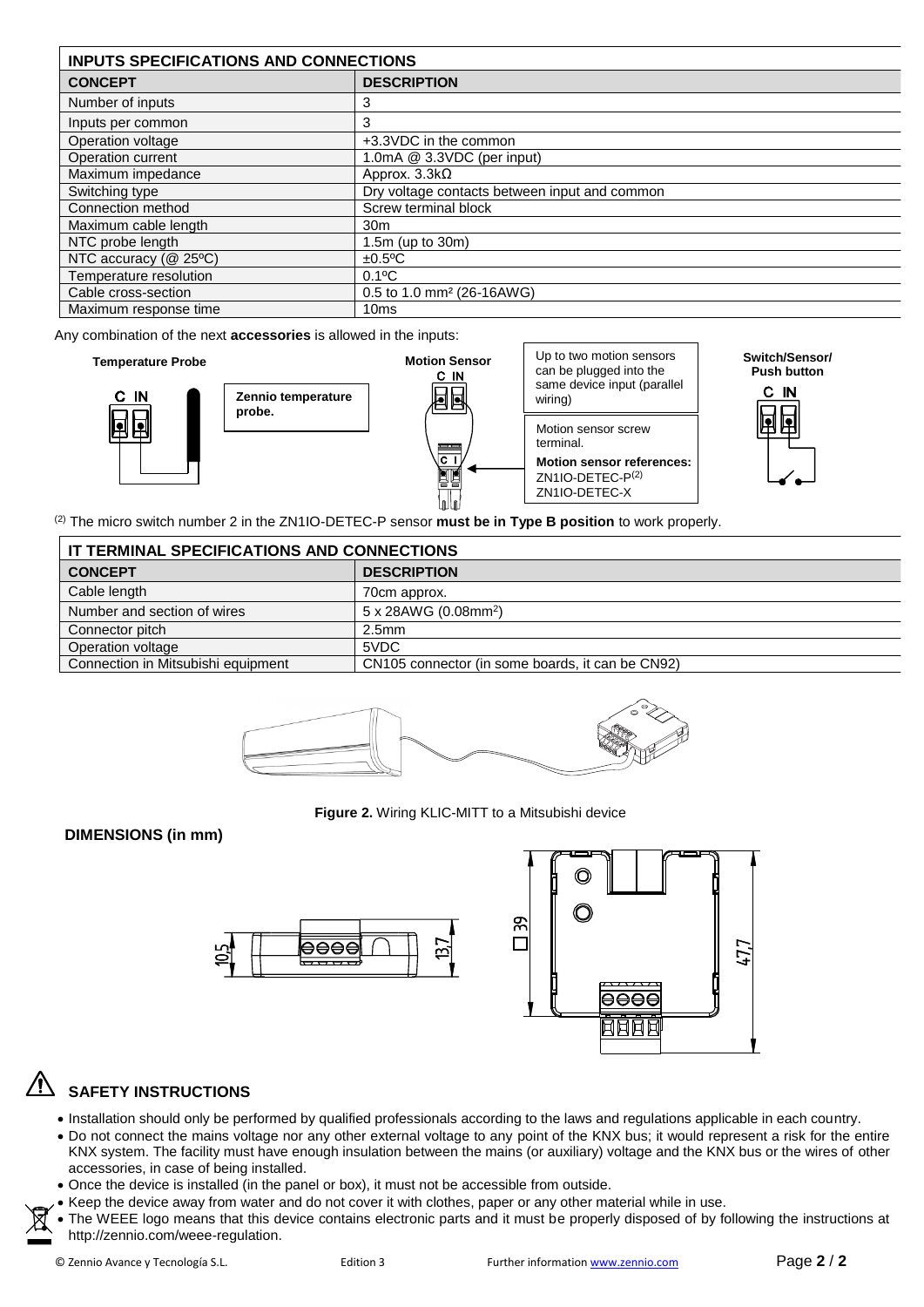| INPUTS SPECIFICATIONS AND CONNECTIONS | |
|---|---|
| **CONCEPT** | **DESCRIPTION** |
| Number of inputs | 3 |
| Inputs per common | 3 |
| Operation voltage | +3.3VDC in the common |
| Operation current | 1.0mA @ 3.3VDC (per input) |
| Maximum impedance | Approx. 3.3kΩ |
| Switching type | Dry voltage contacts between input and common |
| Connection method | Screw terminal block |
| Maximum cable length | 30m |
| NTC probe length | 1.5m (up to 30m) |
| NTC accuracy (@ 25ºC) | ±0.5ºC |
| Temperature resolution | 0.1ºC |
| Cable cross-section | 0.5 to 1.0 mm² (26-16AWG) |
| Maximum response time | 10ms |

Any combination of the next **accessories** is allowed in the inputs:

**Temperature Probe**

C IN

**Zennio temperature probe.**

**Motion Sensor**

C IN

Up to two motion sensors can be plugged into the same device input (parallel wiring)

Motion sensor screw terminal.

**Motion sensor references:** ZN1IO-DETEC-P(2) ZN1IO-DETEC-X

**Switch/Sensor/ Push button**

C IN

(2) The micro switch number 2 in the ZN1IO-DETEC-P sensor **must be in Type B position** to work properly.

| IT TERMINAL SPECIFICATIONS AND CONNECTIONS | |
|---|---|
| **CONCEPT** | **DESCRIPTION** |
| Cable length | 70cm approx. |
| Number and section of wires | 5 x 28AWG (0.08mm²) |
| Connector pitch | 2.5mm |
| Operation voltage | 5VDC |
| Connection in Mitsubishi equipment | CN105 connector (in some boards, it can be CN92) |

**Figure 2.** Wiring KLIC-MITT to a Mitsubishi device

**DIMENSIONS (in mm)**

10,5

13,7

□ 39

47,7

## SAFETY INSTRUCTIONS

- Installation should only be performed by qualified professionals according to the laws and regulations applicable in each country.
- Do not connect the mains voltage nor any other external voltage to any point of the KNX bus; it would represent a risk for the entire KNX system. The facility must have enough insulation between the mains (or auxiliary) voltage and the KNX bus or the wires of other accessories, in case of being installed.
- Once the device is installed (in the panel or box), it must not be accessible from outside.
- Keep the device away from water and do not cover it with clothes, paper or any other material while in use.
- The WEEE logo means that this device contains electronic parts and it must be properly disposed of by following the instructions at http://zennio.com/weee-regulation.

© Zennio Avance y Tecnología S.L. Edition 3 Further information www.zennio.com